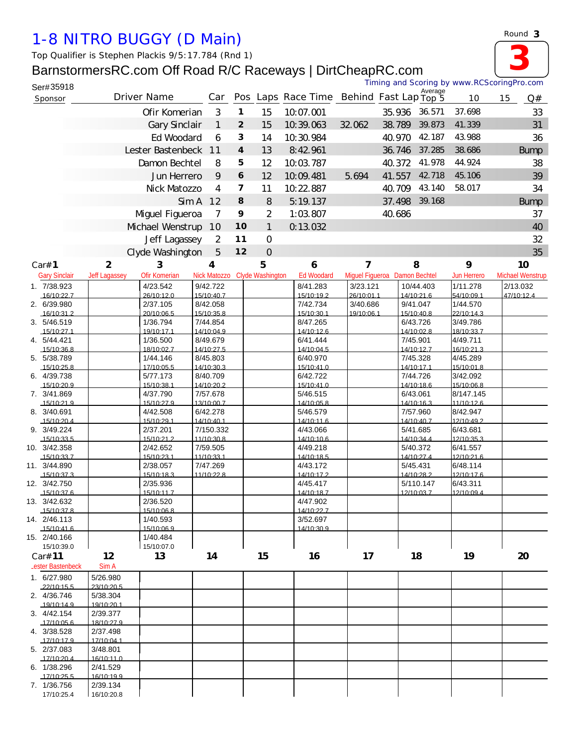# 1-8 NITRO BUGGY (D Main)

Round 3

Top Qualifier is Stephen Plackis 9/5:17.784 (Rnd 1)

## BarnstormersRC.com Off Road R/C Raceways | DirtCheapRC.com

Ser#35918

Timing and Scoring by www.RCScoringPro.com

| Sponsor | Driver Name | Car | Pos | Laps | Race Time | Behind | Fast Lap | Average Top 5 | 10 | 15 | Q# |
|---|---|---|---|---|---|---|---|---|---|---|---|
| | Ofir Komerian | 3 | 1 | 15 | 10:07.001 | | 35.936 | 36.571 | 37.698 | | 33 |
| | Gary Sinclair | 1 | 2 | 15 | 10:39.063 | 32.062 | 38.789 | 39.873 | 41.339 | | 31 |
| | Ed Woodard | 6 | 3 | 14 | 10:30.984 | | 40.970 | 42.187 | 43.988 | | 36 |
| | Lester Bastenbeck | 11 | 4 | 13 | 8:42.961 | | 36.746 | 37.285 | 38.686 | | Bump |
| | Damon Bechtel | 8 | 5 | 12 | 10:03.787 | | 40.372 | 41.978 | 44.924 | | 38 |
| | Jun Herrero | 9 | 6 | 12 | 10:09.481 | 5.694 | 41.557 | 42.718 | 45.106 | | 39 |
| | Nick Matozzo | 4 | 7 | 11 | 10:22.887 | | 40.709 | 43.140 | 58.017 | | 34 |
| | Sim A | 12 | 8 | 8 | 5:19.137 | | 37.498 | 39.168 | | | Bump |
| | Miguel Figueroa | 7 | 9 | 2 | 1:03.807 | | 40.686 | | | | 37 |
| | Michael Wenstrup | 10 | 10 | 1 | 0:13.032 | | | | | | 40 |
| | Jeff Lagassey | 2 | 11 | 0 | | | | | | | 32 |
| | Clyde Washington | 5 | 12 | 0 | | | | | | | 35 |

| Lap | Car# 1 Gary Sinclair | 2 Jeff Lagassey | 3 Ofir Komerian | 4 Nick Matozzo | 5 Clyde Washington | 6 Ed Woodard | 7 Miguel Figueroa | 8 Damon Bechtel | 9 Jun Herrero | 10 Michael Wenstrup |
|---|---|---|---|---|---|---|---|---|---|---|
| 1. | 7/38.923 16/10:22.7 | | 4/23.542 26/10:12.0 | 9/42.722 15/10:40.7 | | 8/41.283 15/10:19.2 | 3/23.121 26/10:01.1 | 10/44.403 14/10:21.6 | 1/11.278 54/10:09.1 | 2/13.032 47/10:12.4 |
| 2. | 6/39.980 16/10:31.2 | | 2/37.105 20/10:06.5 | 8/42.058 15/10:35.8 | | 7/42.734 15/10:30.1 | 3/40.686 19/10:06.1 | 9/41.047 15/10:40.8 | 1/44.570 22/10:14.3 | |
| 3. | 5/46.519 15/10:27.1 | | 1/36.794 19/10:17.1 | 7/44.854 14/10:04.9 | | 8/47.265 14/10:12.6 | | 6/43.726 14/10:02.8 | 3/49.786 18/10:33.7 | |
| 4. | 5/44.421 15/10:36.8 | | 1/36.500 18/10:02.7 | 8/49.679 14/10:27.5 | | 6/41.444 14/10:04.5 | | 7/45.901 14/10:12.7 | 4/49.711 16/10:21.3 | |
| 5. | 5/38.789 15/10:25.8 | | 1/44.146 17/10:05.5 | 8/45.803 14/10:30.3 | | 6/40.970 15/10:41.0 | | 7/45.328 14/10:17.1 | 4/45.289 15/10:01.8 | |
| 6. | 4/39.738 15/10:20.9 | | 5/77.173 15/10:38.1 | 8/40.709 14/10:20.2 | | 6/42.722 15/10:41.0 | | 7/44.726 14/10:18.6 | 3/42.092 15/10:06.8 | |
| 7. | 3/41.869 15/10:21.9 | | 4/37.790 15/10:27.9 | 7/57.678 13/10:00.7 | | 5/46.515 14/10:05.8 | | 6/43.061 14/10:16.3 | 8/147.145 11/10:12.6 | |
| 8. | 3/40.691 15/10:20.4 | | 4/42.508 15/10:29.1 | 6/42.278 14/10:40.1 | | 5/46.579 14/10:11.6 | | 7/57.960 14/10:40.7 | 8/42.947 12/10:49.2 | |
| 9. | 3/49.224 15/10:33.5 | | 2/37.201 15/10:21.2 | 7/150.332 11/10:30.8 | | 4/43.066 14/10:10.6 | | 5/41.685 14/10:34.4 | 6/43.681 12/10:35.3 | |
| 10. | 3/42.358 15/10:33.7 | | 2/42.652 15/10:23.1 | 7/59.505 11/10:33.1 | | 4/49.218 14/10:18.5 | | 5/40.372 14/10:27.4 | 6/41.557 12/10:21.6 | |
| 11. | 3/44.890 15/10:37.3 | | 2/38.057 15/10:18.3 | 7/47.269 11/10:22.8 | | 4/43.172 14/10:17.2 | | 5/45.431 14/10:28.2 | 6/48.114 12/10:17.6 | |
| 12. | 3/42.750 15/10:37.6 | | 2/35.936 15/10:11.7 | | | 4/45.417 14/10:18.7 | | 5/110.147 12/10:03.7 | 6/43.311 12/10:09.4 | |
| 13. | 3/42.632 15/10:37.8 | | 2/36.520 15/10:06.8 | | | 4/47.902 14/10:22.7 | | | | |
| 14. | 2/46.113 15/10:41.6 | | 1/40.593 15/10:06.9 | | | 3/52.697 14/10:30.9 | | | | |
| 15. | 2/40.166 15/10:39.0 | | 1/40.484 15/10:07.0 | | | | | | | |

| Lap | Car# 11 Lester Bastenbeck | 12 Sim A | 13 | 14 | 15 | 16 | 17 | 18 | 19 | 20 |
|---|---|---|---|---|---|---|---|---|---|---|
| 1. | 6/27.980 22/10:15.5 | 5/26.980 23/10:20.5 | | | | | | | | |
| 2. | 4/36.746 19/10:14.9 | 5/38.304 19/10:20.1 | | | | | | | | |
| 3. | 4/42.154 17/10:05.6 | 2/39.377 18/10:27.9 | | | | | | | | |
| 4. | 3/38.528 17/10:17.9 | 2/37.498 17/10:04.1 | | | | | | | | |
| 5. | 2/37.083 17/10:20.4 | 3/48.801 16/10:11.0 | | | | | | | | |
| 6. | 1/38.296 17/10:25.5 | 2/41.529 16/10:19.9 | | | | | | | | |
| 7. | 1/36.756 17/10:25.4 | 2/39.134 16/10:20.8 | | | | | | | | |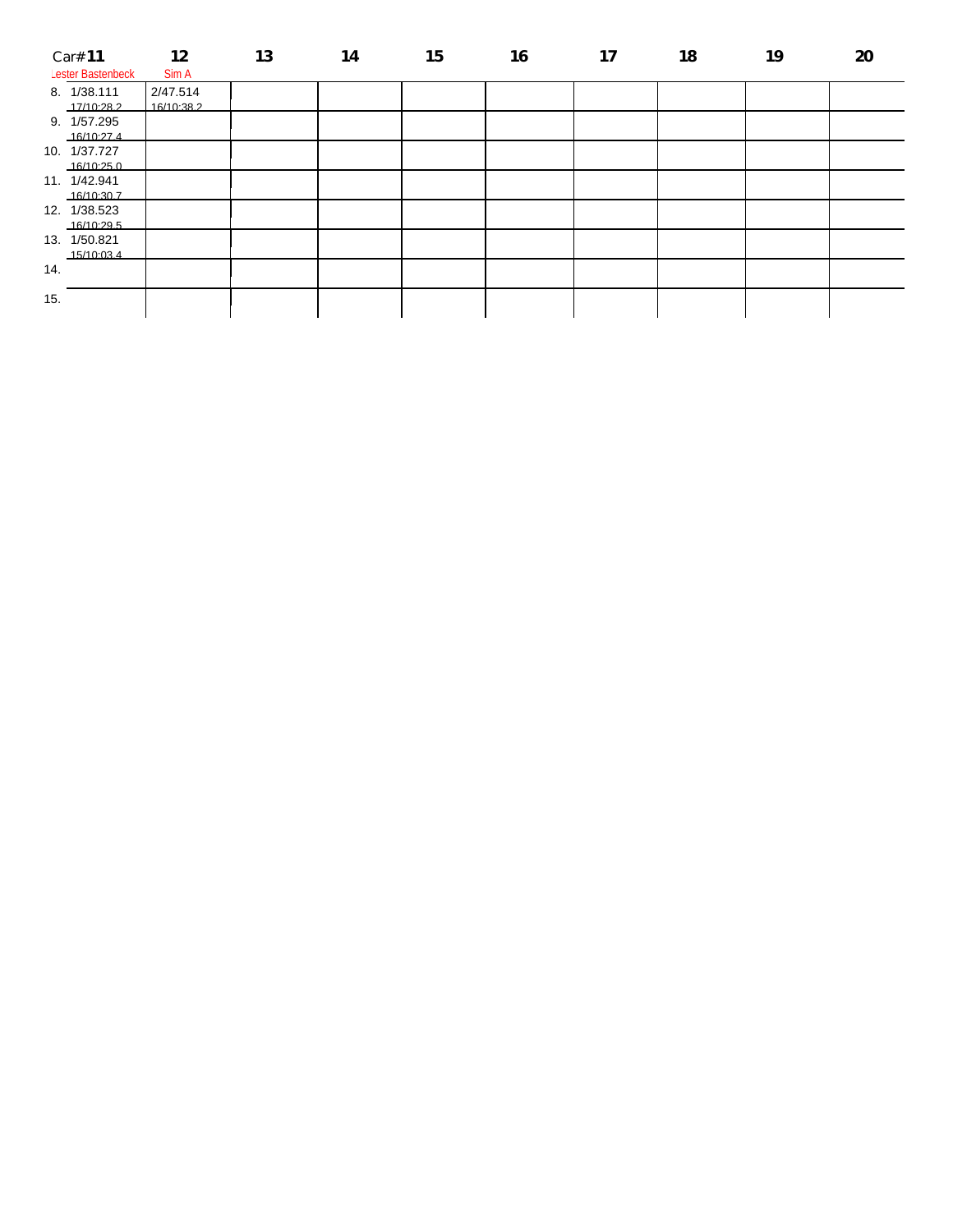| Car# | 11 | 12 | 13 | 14 | 15 | 16 | 17 | 18 | 19 | 20 |
|---|---|---|---|---|---|---|---|---|---|---|
| | Lester Bastenbeck | Sim A | | | | | | | | |
| 8. | 1/38.111<br>17/10:28.2 | 2/47.514<br>16/10:38.2 | | | | | | | | |
| 9. | 1/57.295<br>16/10:27.4 | | | | | | | | | |
| 10. | 1/37.727<br>16/10:25.0 | | | | | | | | | |
| 11. | 1/42.941<br>16/10:30.7 | | | | | | | | | |
| 12. | 1/38.523<br>16/10:29.5 | | | | | | | | | |
| 13. | 1/50.821<br>15/10:03.4 | | | | | | | | | |
| 14. | | | | | | | | | | |
| 15. | | | | | | | | | | |